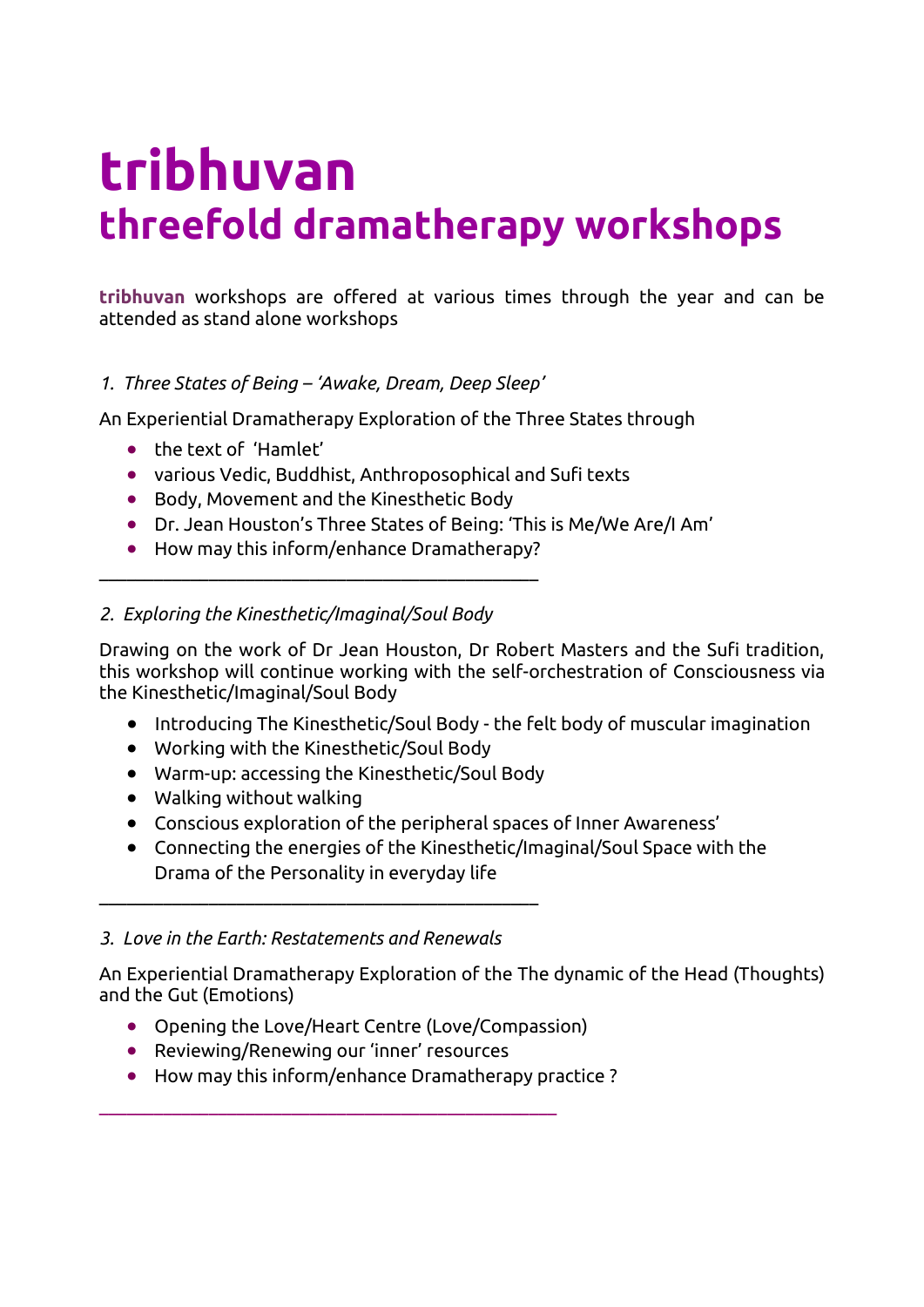# tribhuvan
## threefold dramatherapy workshops

**tribhuvan** workshops are offered at various times through the year and can be attended as stand alone workshops

*1. Three States of Being – 'Awake, Dream, Deep Sleep'*

An Experiential Dramatherapy Exploration of the Three States through

- the text of 'Hamlet'
- various Vedic, Buddhist, Anthroposophical and Sufi texts
- Body, Movement and the Kinesthetic Body
- Dr. Jean Houston's Three States of Being: 'This is Me/We Are/I Am'
- How may this inform/enhance Dramatherapy?

---

*2. Exploring the Kinesthetic/Imaginal/Soul Body*

Drawing on the work of Dr Jean Houston, Dr Robert Masters and the Sufi tradition, this workshop will continue working with the self-orchestration of Consciousness via the Kinesthetic/Imaginal/Soul Body

- Introducing The Kinesthetic/Soul Body - the felt body of muscular imagination
- Working with the Kinesthetic/Soul Body
- Warm-up: accessing the Kinesthetic/Soul Body
- Walking without walking
- Conscious exploration of the peripheral spaces of Inner Awareness'
- Connecting the energies of the Kinesthetic/Imaginal/Soul Space with the Drama of the Personality in everyday life

---

*3. Love in the Earth: Restatements and Renewals*

An Experiential Dramatherapy Exploration of the The dynamic of the Head (Thoughts) and the Gut (Emotions)

- Opening the Love/Heart Centre (Love/Compassion)
- Reviewing/Renewing our 'inner' resources
- How may this inform/enhance Dramatherapy practice ?

---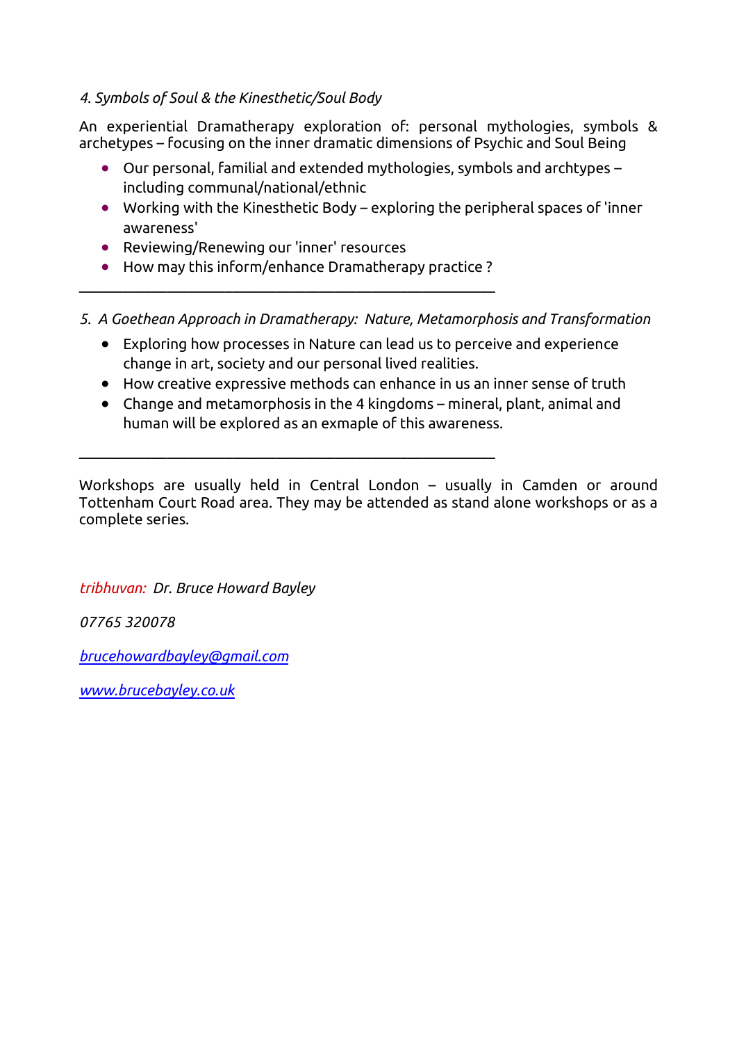*4. Symbols of Soul & the Kinesthetic/Soul Body*

An experiential Dramatherapy exploration of: personal mythologies, symbols & archetypes – focusing on the inner dramatic dimensions of Psychic and Soul Being

- Our personal, familial and extended mythologies, symbols and archtypes – including communal/national/ethnic
- Working with the Kinesthetic Body – exploring the peripheral spaces of 'inner awareness'
- Reviewing/Renewing our 'inner' resources
- How may this inform/enhance Dramatherapy practice ?

---

*5. A Goethean Approach in Dramatherapy: Nature, Metamorphosis and Transformation*

- Exploring how processes in Nature can lead us to perceive and experience change in art, society and our personal lived realities.
- How creative expressive methods can enhance in us an inner sense of truth
- Change and metamorphosis in the 4 kingdoms – mineral, plant, animal and human will be explored as an exmaple of this awareness.

---

Workshops are usually held in Central London – usually in Camden or around Tottenham Court Road area. They may be attended as stand alone workshops or as a complete series.

*tribhuvan: Dr. Bruce Howard Bayley*

*07765 320078*

*[brucehowardbayley@gmail.com](mailto:brucehowardbayley@gmail.com)*

*[www.brucebayley.co.uk](http://www.brucebayley.co.uk)*